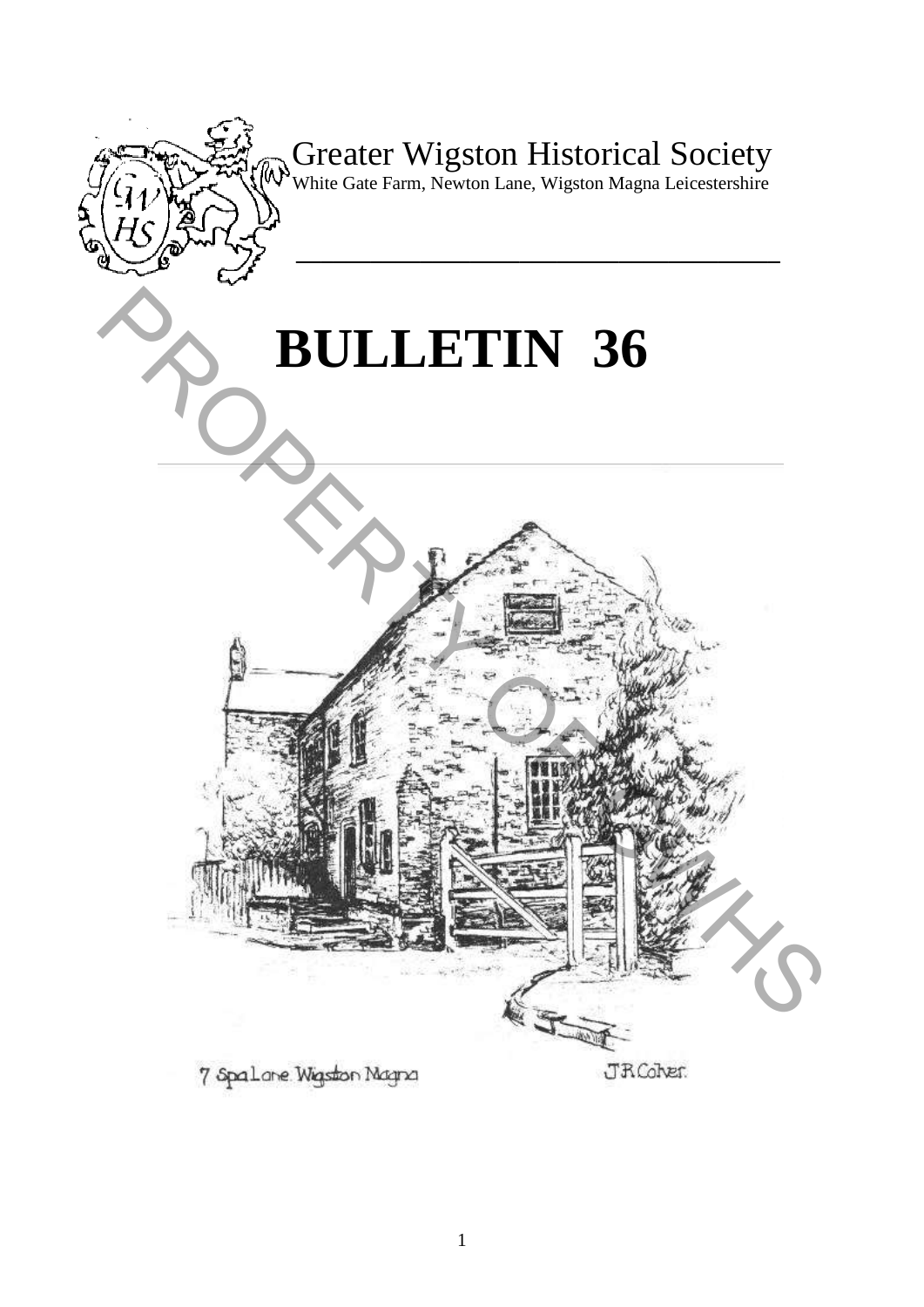Greater Wigston Historical Society

White Gate Farm, Newton Lane, Wigston Magna Leicestershire

# BULLETIN 36

7 Spa Lane. Wigston Magna

J R Colver.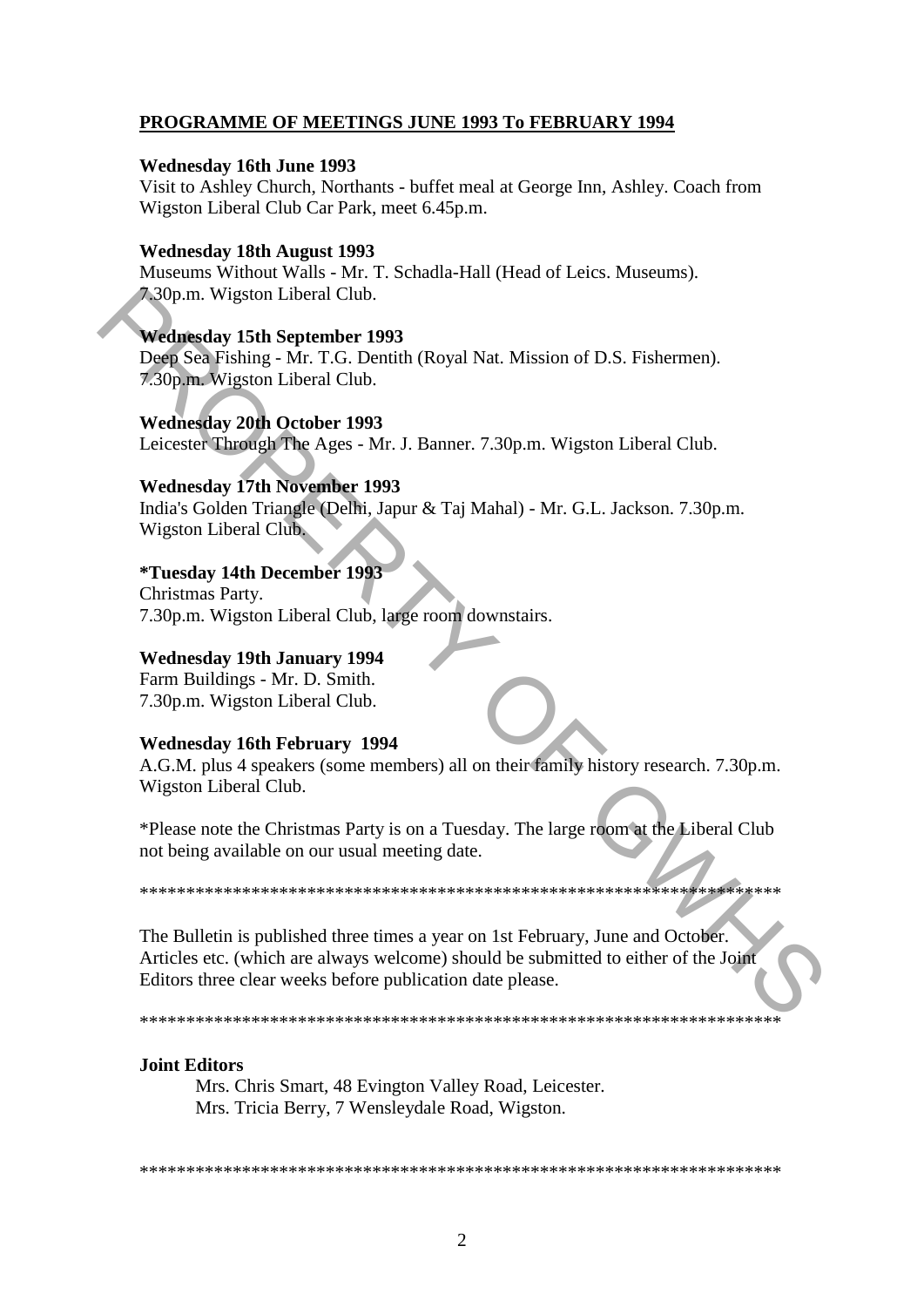## PROGRAMME OF MEETINGS JUNE 1993 To FEBRUARY 1994

**Wednesday 16th June 1993**
Visit to Ashley Church, Northants - buffet meal at George Inn, Ashley. Coach from Wigston Liberal Club Car Park, meet 6.45p.m.

**Wednesday 18th August 1993**
Museums Without Walls - Mr. T. Schadla-Hall (Head of Leics. Museums). 7.30p.m. Wigston Liberal Club.

**Wednesday 15th September 1993**
Deep Sea Fishing - Mr. T.G. Dentith (Royal Nat. Mission of D.S. Fishermen). 7.30p.m. Wigston Liberal Club.

**Wednesday 20th October 1993**
Leicester Through The Ages - Mr. J. Banner. 7.30p.m. Wigston Liberal Club.

**Wednesday 17th November 1993**
India's Golden Triangle (Delhi, Japur & Taj Mahal) - Mr. G.L. Jackson. 7.30p.m. Wigston Liberal Club.

**\*Tuesday 14th December 1993**
Christmas Party.
7.30p.m. Wigston Liberal Club, large room downstairs.

**Wednesday 19th January 1994**
Farm Buildings - Mr. D. Smith.
7.30p.m. Wigston Liberal Club.

**Wednesday 16th February 1994**
A.G.M. plus 4 speakers (some members) all on their family history research. 7.30p.m. Wigston Liberal Club.

\*Please note the Christmas Party is on a Tuesday. The large room at the Liberal Club not being available on our usual meeting date.

\*\*\*\*\*\*\*\*\*\*\*\*\*\*\*\*\*\*\*\*\*\*\*\*\*\*\*\*\*\*\*\*\*\*\*\*\*\*\*\*\*\*\*\*\*\*\*\*\*\*\*\*\*\*\*\*\*\*\*\*\*\*\*\*\*\*\*\*\*\*

The Bulletin is published three times a year on 1st February, June and October. Articles etc. (which are always welcome) should be submitted to either of the Joint Editors three clear weeks before publication date please.

\*\*\*\*\*\*\*\*\*\*\*\*\*\*\*\*\*\*\*\*\*\*\*\*\*\*\*\*\*\*\*\*\*\*\*\*\*\*\*\*\*\*\*\*\*\*\*\*\*\*\*\*\*\*\*\*\*\*\*\*\*\*\*\*\*\*\*\*\*\*

**Joint Editors**

Mrs. Chris Smart, 48 Evington Valley Road, Leicester.
Mrs. Tricia Berry, 7 Wensleydale Road, Wigston.

\*\*\*\*\*\*\*\*\*\*\*\*\*\*\*\*\*\*\*\*\*\*\*\*\*\*\*\*\*\*\*\*\*\*\*\*\*\*\*\*\*\*\*\*\*\*\*\*\*\*\*\*\*\*\*\*\*\*\*\*\*\*\*\*\*\*\*\*\*\*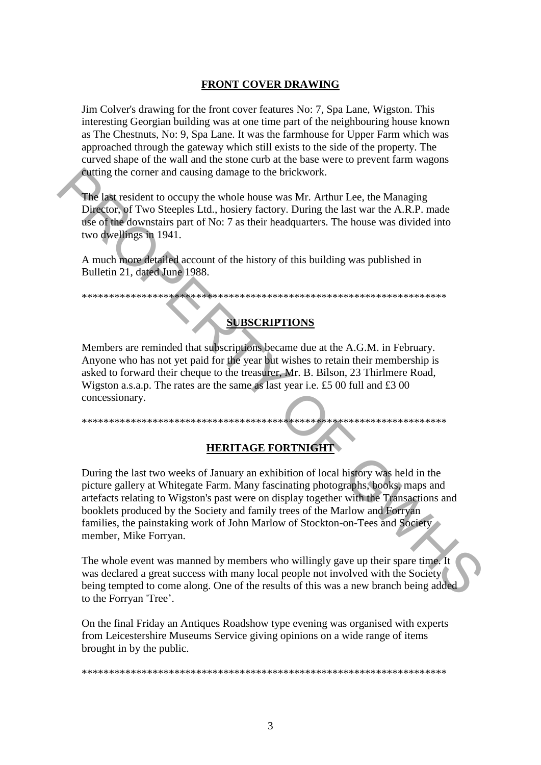## FRONT COVER DRAWING

Jim Colver's drawing for the front cover features No: 7, Spa Lane, Wigston. This interesting Georgian building was at one time part of the neighbouring house known as The Chestnuts, No: 9, Spa Lane. It was the farmhouse for Upper Farm which was approached through the gateway which still exists to the side of the property. The curved shape of the wall and the stone curb at the base were to prevent farm wagons cutting the corner and causing damage to the brickwork.

The last resident to occupy the whole house was Mr. Arthur Lee, the Managing Director, of Two Steeples Ltd., hosiery factory. During the last war the A.R.P. made use of the downstairs part of No: 7 as their headquarters. The house was divided into two dwellings in 1941.

A much more detailed account of the history of this building was published in Bulletin 21, dated June 1988.

*********************************************************************

## SUBSCRIPTIONS

Members are reminded that subscriptions became due at the A.G.M. in February. Anyone who has not yet paid for the year but wishes to retain their membership is asked to forward their cheque to the treasurer, Mr. B. Bilson, 23 Thirlmere Road, Wigston a.s.a.p. The rates are the same as last year i.e. £5 00 full and £3 00 concessionary.

*********************************************************************

## HERITAGE FORTNIGHT

During the last two weeks of January an exhibition of local history was held in the picture gallery at Whitegate Farm. Many fascinating photographs, books, maps and artefacts relating to Wigston's past were on display together with the Transactions and booklets produced by the Society and family trees of the Marlow and Forryan families, the painstaking work of John Marlow of Stockton-on-Tees and Society member, Mike Forryan.

The whole event was manned by members who willingly gave up their spare time. It was declared a great success with many local people not involved with the Society being tempted to come along. One of the results of this was a new branch being added to the Forryan 'Tree'.

On the final Friday an Antiques Roadshow type evening was organised with experts from Leicestershire Museums Service giving opinions on a wide range of items brought in by the public.

*********************************************************************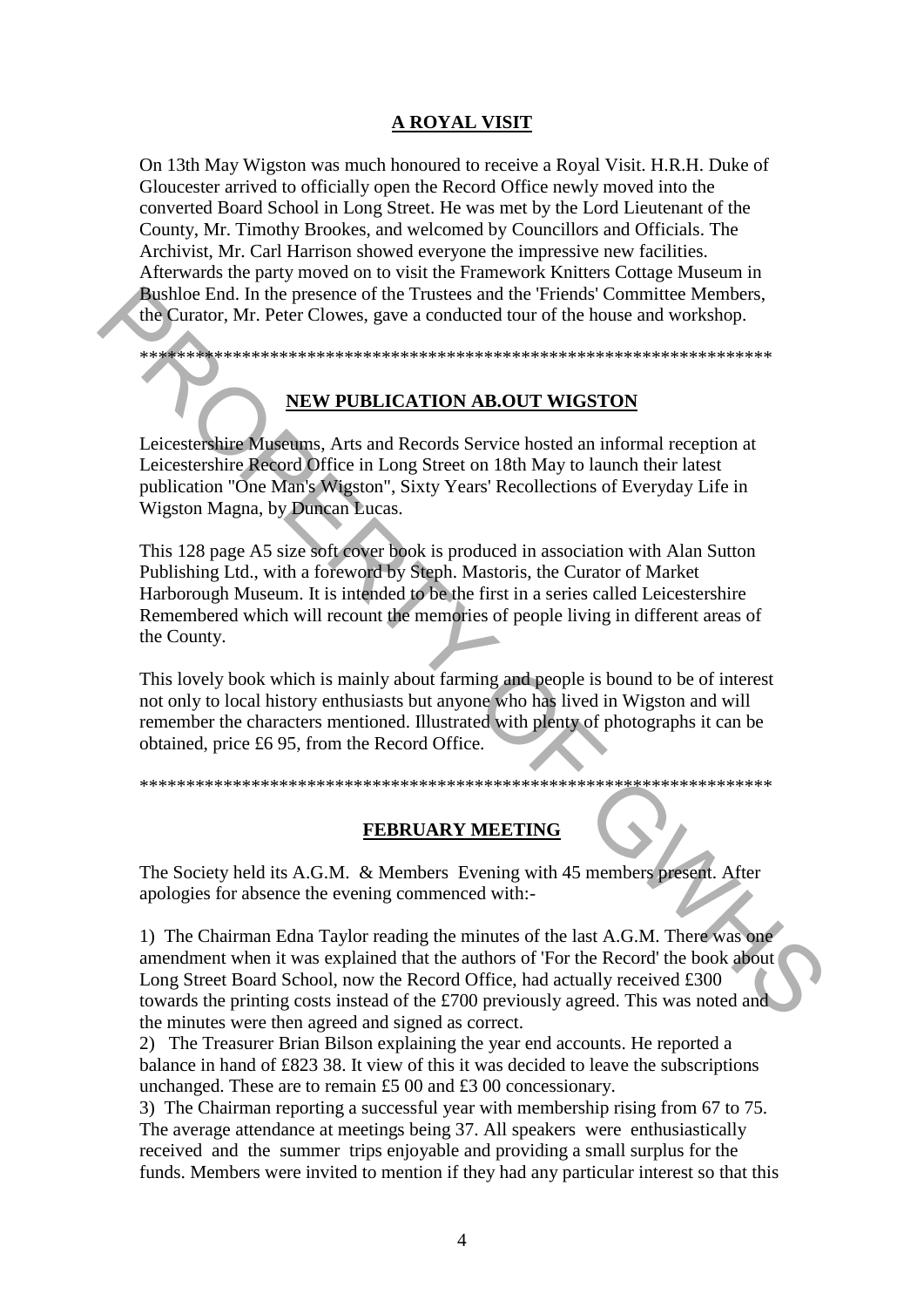## A ROYAL VISIT

On 13th May Wigston was much honoured to receive a Royal Visit. H.R.H. Duke of Gloucester arrived to officially open the Record Office newly moved into the converted Board School in Long Street. He was met by the Lord Lieutenant of the County, Mr. Timothy Brookes, and welcomed by Councillors and Officials. The Archivist, Mr. Carl Harrison showed everyone the impressive new facilities. Afterwards the party moved on to visit the Framework Knitters Cottage Museum in Bushloe End. In the presence of the Trustees and the 'Friends' Committee Members, the Curator, Mr. Peter Clowes, gave a conducted tour of the house and workshop.

*********************************************************************

## NEW PUBLICATION AB.OUT WIGSTON

Leicestershire Museums, Arts and Records Service hosted an informal reception at Leicestershire Record Office in Long Street on 18th May to launch their latest publication "One Man's Wigston", Sixty Years' Recollections of Everyday Life in Wigston Magna, by Duncan Lucas.

This 128 page A5 size soft cover book is produced in association with Alan Sutton Publishing Ltd., with a foreword by Steph. Mastoris, the Curator of Market Harborough Museum. It is intended to be the first in a series called Leicestershire Remembered which will recount the memories of people living in different areas of the County.

This lovely book which is mainly about farming and people is bound to be of interest not only to local history enthusiasts but anyone who has lived in Wigston and will remember the characters mentioned. Illustrated with plenty of photographs it can be obtained, price £6 95, from the Record Office.

*********************************************************************

## FEBRUARY MEETING

The Society held its A.G.M. & Members Evening with 45 members present. After apologies for absence the evening commenced with:-

1) The Chairman Edna Taylor reading the minutes of the last A.G.M. There was one amendment when it was explained that the authors of 'For the Record' the book about Long Street Board School, now the Record Office, had actually received £300 towards the printing costs instead of the £700 previously agreed. This was noted and the minutes were then agreed and signed as correct.
2) The Treasurer Brian Bilson explaining the year end accounts. He reported a balance in hand of £823 38. It view of this it was decided to leave the subscriptions unchanged. These are to remain £5 00 and £3 00 concessionary.
3) The Chairman reporting a successful year with membership rising from 67 to 75. The average attendance at meetings being 37. All speakers were enthusiastically received and the summer trips enjoyable and providing a small surplus for the funds. Members were invited to mention if they had any particular interest so that this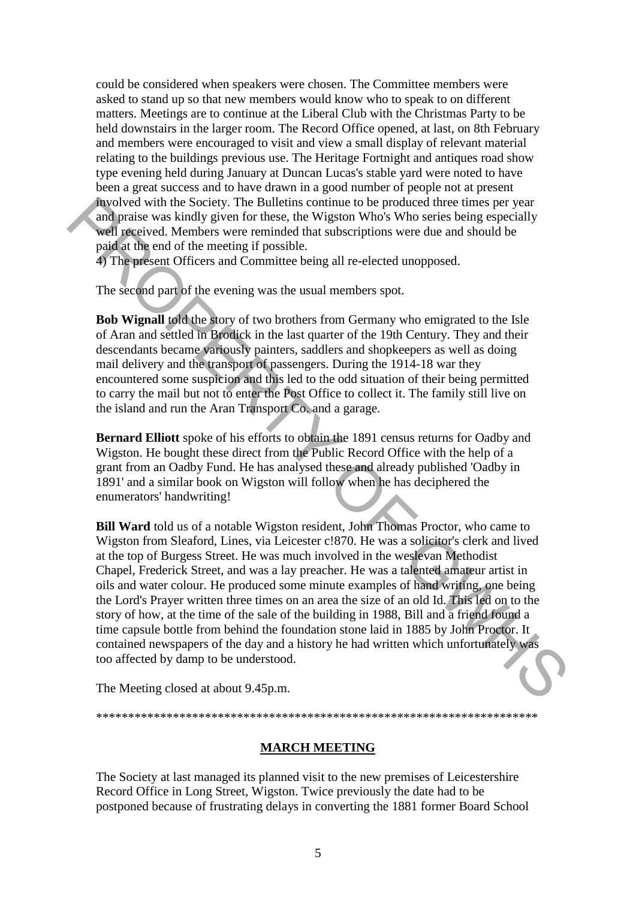could be considered when speakers were chosen. The Committee members were asked to stand up so that new members would know who to speak to on different matters. Meetings are to continue at the Liberal Club with the Christmas Party to be held downstairs in the larger room. The Record Office opened, at last, on 8th February and members were encouraged to visit and view a small display of relevant material relating to the buildings previous use. The Heritage Fortnight and antiques road show type evening held during January at Duncan Lucas's stable yard were noted to have been a great success and to have drawn in a good number of people not at present involved with the Society. The Bulletins continue to be produced three times per year and praise was kindly given for these, the Wigston Who's Who series being especially well received. Members were reminded that subscriptions were due and should be paid at the end of the meeting if possible.
4) The present Officers and Committee being all re-elected unopposed.

The second part of the evening was the usual members spot.

**Bob Wignall** told the story of two brothers from Germany who emigrated to the Isle of Aran and settled in Brodick in the last quarter of the 19th Century. They and their descendants became variously painters, saddlers and shopkeepers as well as doing mail delivery and the transport of passengers. During the 1914-18 war they encountered some suspicion and this led to the odd situation of their being permitted to carry the mail but not to enter the Post Office to collect it. The family still live on the island and run the Aran Transport Co. and a garage.

**Bernard Elliott** spoke of his efforts to obtain the 1891 census returns for Oadby and Wigston. He bought these direct from the Public Record Office with the help of a grant from an Oadby Fund. He has analysed these and already published 'Oadby in 1891' and a similar book on Wigston will follow when he has deciphered the enumerators' handwriting!

**Bill Ward** told us of a notable Wigston resident, John Thomas Proctor, who came to Wigston from Sleaford, Lincs, via Leicester c!870. He was a solicitor's clerk and lived at the top of Burgess Street. He was much involved in the weslevan Methodist Chapel, Frederick Street, and was a lay preacher. He was a talented amateur artist in oils and water colour. He produced some minute examples of hand writing, one being the Lord's Prayer written three times on an area the size of an old Id. This led on to the story of how, at the time of the sale of the building in 1988, Bill and a friend found a time capsule bottle from behind the foundation stone laid in 1885 by John Proctor. It contained newspapers of the day and a history he had written which unfortunately was too affected by damp to be understood.

The Meeting closed at about 9.45p.m.

***********************************************************************

## MARCH MEETING

The Society at last managed its planned visit to the new premises of Leicestershire Record Office in Long Street, Wigston. Twice previously the date had to be postponed because of frustrating delays in converting the 1881 former Board School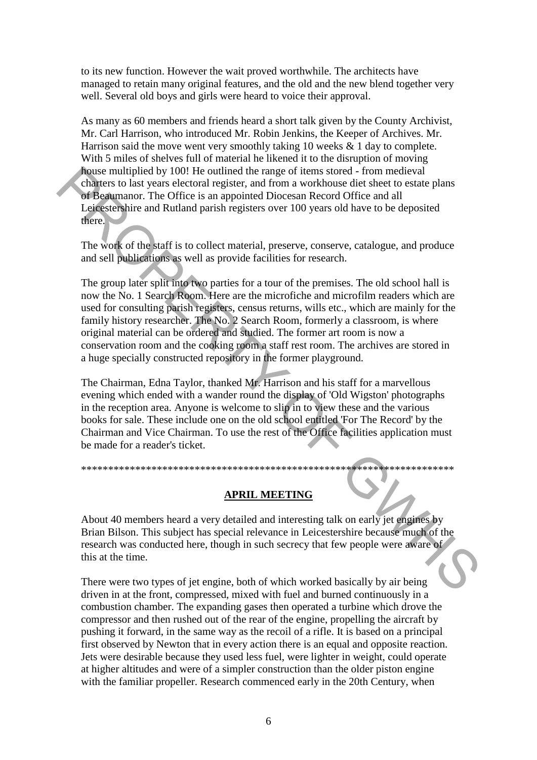to its new function. However the wait proved worthwhile. The architects have managed to retain many original features, and the old and the new blend together very well. Several old boys and girls were heard to voice their approval.

As many as 60 members and friends heard a short talk given by the County Archivist, Mr. Carl Harrison, who introduced Mr. Robin Jenkins, the Keeper of Archives. Mr. Harrison said the move went very smoothly taking 10 weeks & 1 day to complete. With 5 miles of shelves full of material he likened it to the disruption of moving house multiplied by 100! He outlined the range of items stored - from medieval charters to last years electoral register, and from a workhouse diet sheet to estate plans of Beaumanor. The Office is an appointed Diocesan Record Office and all Leicestershire and Rutland parish registers over 100 years old have to be deposited there.

The work of the staff is to collect material, preserve, conserve, catalogue, and produce and sell publications as well as provide facilities for research.

The group later split into two parties for a tour of the premises. The old school hall is now the No. 1 Search Room. Here are the microfiche and microfilm readers which are used for consulting parish registers, census returns, wills etc., which are mainly for the family history researcher. The No. 2 Search Room, formerly a classroom, is where original material can be ordered and studied. The former art room is now a conservation room and the cooking room a staff rest room. The archives are stored in a huge specially constructed repository in the former playground.

The Chairman, Edna Taylor, thanked Mr. Harrison and his staff for a marvellous evening which ended with a wander round the display of 'Old Wigston' photographs in the reception area. Anyone is welcome to slip in to view these and the various books for sale. These include one on the old school entitled 'For The Record' by the Chairman and Vice Chairman. To use the rest of the Office facilities application must be made for a reader's ticket.

*************************************************************************

## APRIL MEETING

About 40 members heard a very detailed and interesting talk on early jet engines by Brian Bilson. This subject has special relevance in Leicestershire because much of the research was conducted here, though in such secrecy that few people were aware of this at the time.

There were two types of jet engine, both of which worked basically by air being driven in at the front, compressed, mixed with fuel and burned continuously in a combustion chamber. The expanding gases then operated a turbine which drove the compressor and then rushed out of the rear of the engine, propelling the aircraft by pushing it forward, in the same way as the recoil of a rifle. It is based on a principal first observed by Newton that in every action there is an equal and opposite reaction. Jets were desirable because they used less fuel, were lighter in weight, could operate at higher altitudes and were of a simpler construction than the older piston engine with the familiar propeller. Research commenced early in the 20th Century, when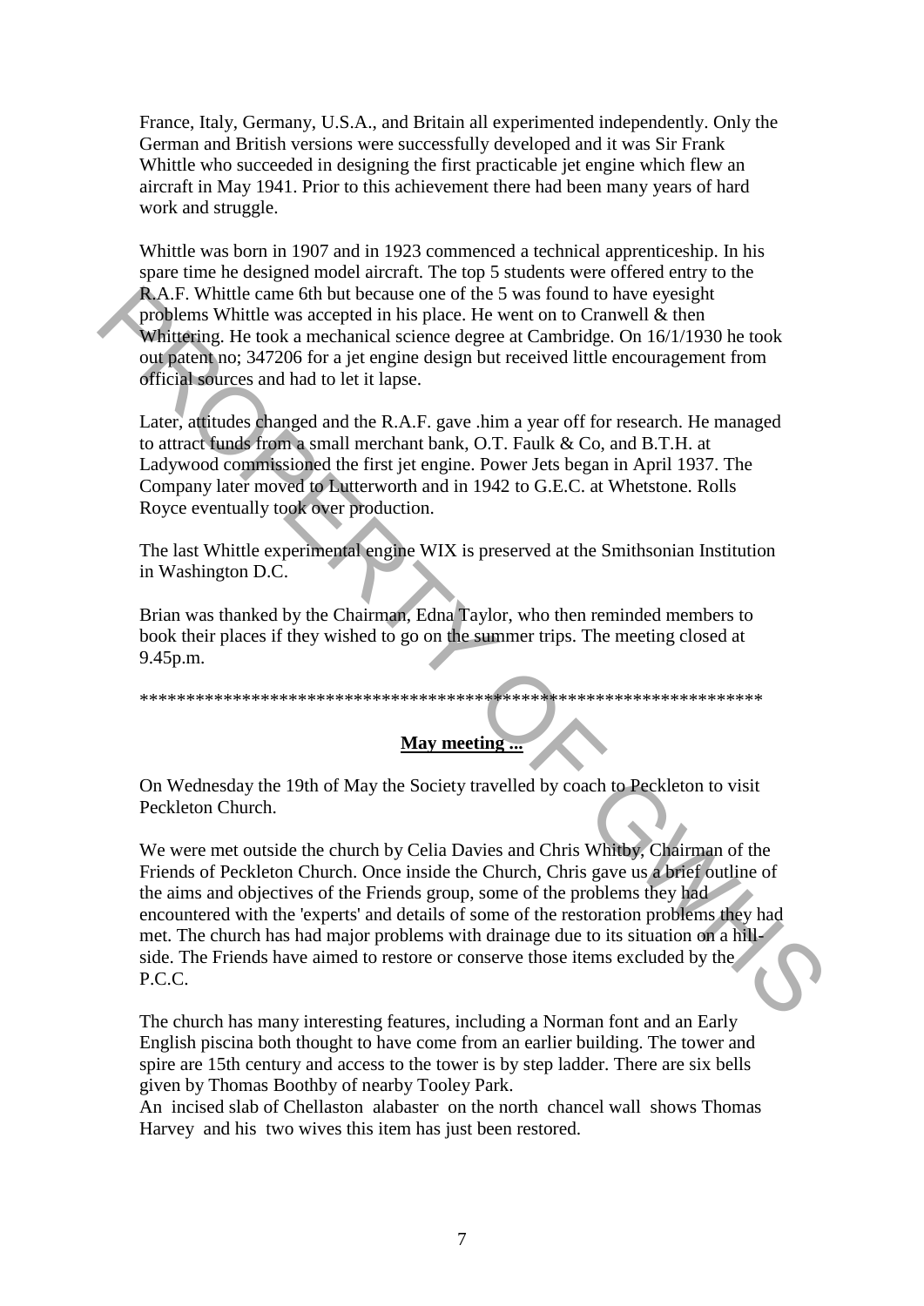France, Italy, Germany, U.S.A., and Britain all experimented independently. Only the German and British versions were successfully developed and it was Sir Frank Whittle who succeeded in designing the first practicable jet engine which flew an aircraft in May 1941. Prior to this achievement there had been many years of hard work and struggle.

Whittle was born in 1907 and in 1923 commenced a technical apprenticeship. In his spare time he designed model aircraft. The top 5 students were offered entry to the R.A.F. Whittle came 6th but because one of the 5 was found to have eyesight problems Whittle was accepted in his place. He went on to Cranwell & then Whittering. He took a mechanical science degree at Cambridge. On 16/1/1930 he took out patent no; 347206 for a jet engine design but received little encouragement from official sources and had to let it lapse.

Later, attitudes changed and the R.A.F. gave .him a year off for research. He managed to attract funds from a small merchant bank, O.T. Faulk & Co, and B.T.H. at Ladywood commissioned the first jet engine. Power Jets began in April 1937. The Company later moved to Lutterworth and in 1942 to G.E.C. at Whetstone. Rolls Royce eventually took over production.

The last Whittle experimental engine WIX is preserved at the Smithsonian Institution in Washington D.C.

Brian was thanked by the Chairman, Edna Taylor, who then reminded members to book their places if they wished to go on the summer trips. The meeting closed at 9.45p.m.

*******************************************************************

**May meeting ...**

On Wednesday the 19th of May the Society travelled by coach to Peckleton to visit Peckleton Church.

We were met outside the church by Celia Davies and Chris Whitby, Chairman of the Friends of Peckleton Church. Once inside the Church, Chris gave us a brief outline of the aims and objectives of the Friends group, some of the problems they had encountered with the 'experts' and details of some of the restoration problems they had met. The church has had major problems with drainage due to its situation on a hill-side. The Friends have aimed to restore or conserve those items excluded by the P.C.C.

The church has many interesting features, including a Norman font and an Early English piscina both thought to have come from an earlier building. The tower and spire are 15th century and access to the tower is by step ladder. There are six bells given by Thomas Boothby of nearby Tooley Park.
An incised slab of Chellaston alabaster on the north chancel wall shows Thomas Harvey and his two wives this item has just been restored.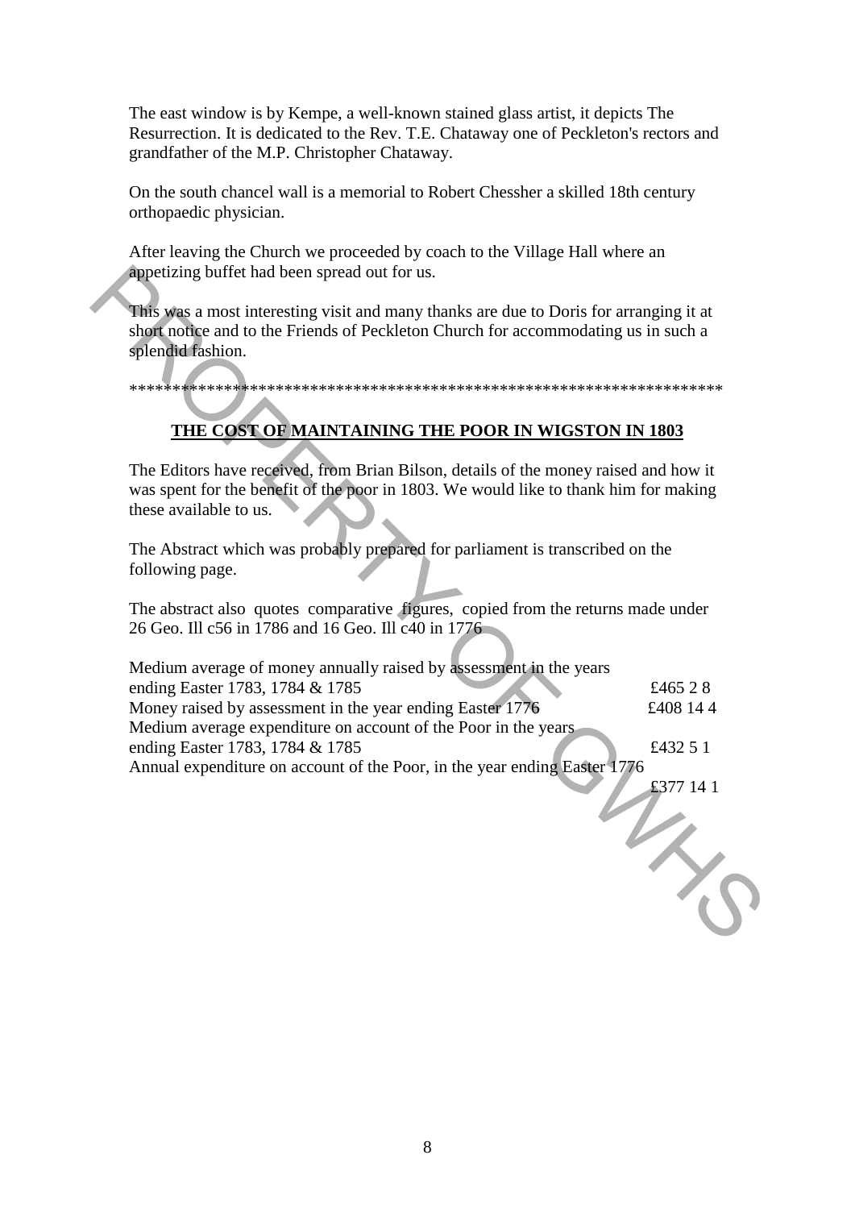The east window is by Kempe, a well-known stained glass artist, it depicts The Resurrection. It is dedicated to the Rev. T.E. Chataway one of Peckleton's rectors and grandfather of the M.P. Christopher Chataway.

On the south chancel wall is a memorial to Robert Chessher a skilled 18th century orthopaedic physician.

After leaving the Church we proceeded by coach to the Village Hall where an appetizing buffet had been spread out for us.

This was a most interesting visit and many thanks are due to Doris for arranging it at short notice and to the Friends of Peckleton Church for accommodating us in such a splendid fashion.

*********************************************************************

## THE COST OF MAINTAINING THE POOR IN WIGSTON IN 1803

The Editors have received, from Brian Bilson, details of the money raised and how it was spent for the benefit of the poor in 1803. We would like to thank him for making these available to us.

The Abstract which was probably prepared for parliament is transcribed on the following page.

The abstract also quotes comparative figures, copied from the returns made under 26 Geo. Ill c56 in 1786 and 16 Geo. Ill c40 in 1776

| | |
|---|---|
| Medium average of money annually raised by assessment in the years ending Easter 1783, 1784 & 1785 | £465 2 8 |
| Money raised by assessment in the year ending Easter 1776 | £408 14 4 |
| Medium average expenditure on account of the Poor in the years ending Easter 1783, 1784 & 1785 | £432 5 1 |
| Annual expenditure on account of the Poor, in the year ending Easter 1776 | £377 14 1 |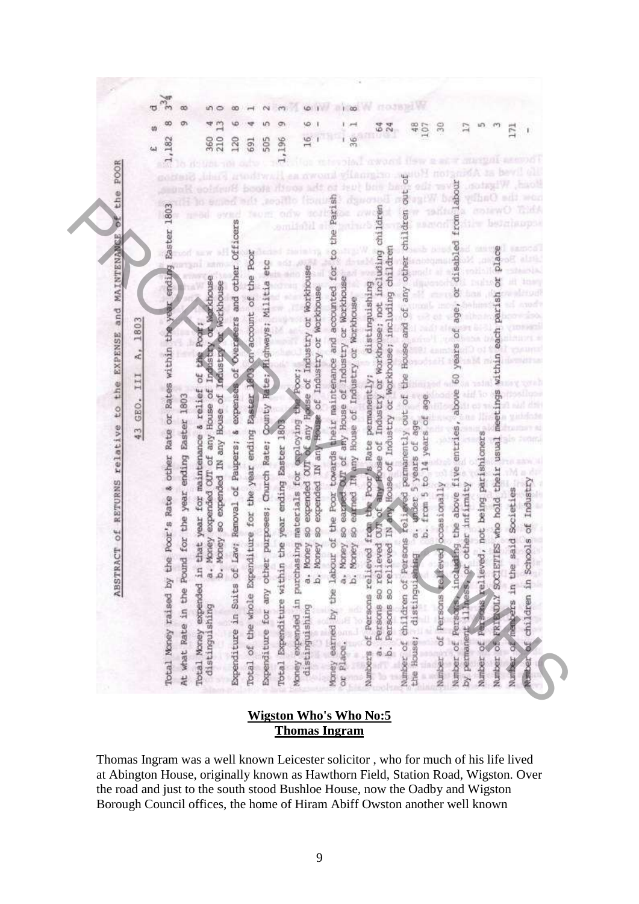## ABSTRACT of RETURNS relative to the EXPENSE and MAINTENANCE of the POOR

43 GEO. III A, 1803

| | £ | s | d |
|---|---|---|---|
| Total Money raised by the Poor's Rate & other Rate or Rates within the year ending Easter 1803 | 1,182 | 8 | 3¾ |
| At what Rate in the Pound for the year ending Easter 1803 | | 9 | 8 |
| Total Money expended in that year for maintenance & relief of the Poor; distinguishing | | | |
| a. Money expended OUT of any House of Industry or Workhouse | 360 | 4 | 5 |
| b. Money so expended IN any House of Industry or Workhouse | 210 | 13 | 0 |
| Expenditure in Suits of Law; Removal of Paupers; & expenses of Overseers and other Officers | 120 | 6 | 8 |
| Total of the whole Expenditure for the year ending Easter 1803 on account of the Poor | 691 | 4 | 1 |
| Expenditure for any other purposes; Church Rate; County Rate; Highways; Militia etc | 505 | 5 | 2 |
| Total Expenditure within the year ending Easter 1803 | 1,196 | 9 | 3 |
| Money expended in purchasing materials for employing the Poor; distinguishing | | | |
| a. Money so expended OUT of any House of Industry or Workhouse | 16 | 6 | 6 |
| b. Money so expended IN any House of Industry or Workhouse | - | - | - |
| Money earned by the labour of the Poor towards their maintenance and accounted for to the Parish or Place. | | | |
| a. Money so earned OUT of any House of Industry or Workhouse | - | - | - |
| b. Money so earned IN any House of Industry or Workhouse | 36 | 1 | 8 |
| Numbers of Persons relieved from the Poor's Rate permanently; distinguishing | | | |
| a. Persons so relieved OUT of any House of Industry or Workhouse; not including children | 64 | | |
| b. Persons so relieved IN any House of Industry or Workhouse; including children | 24 | | |
| Number of children of Persons relieved Permanently out of the House and of any other children out of the House; distinguishing a. under 5 years of age | 48 | | |
| b. from 5 to 14 years of age | 107 | | |
| Number of Persons relieved occasionally | 30 | | |
| Number of Persons including the above five entries, above 60 years of age, or disabled from labour by permanent illness, or other infirmity | 17 | | |
| Number of Persons relieved, not being parishioners | 5 | | |
| Number of FRIENDLY SOCIETIES who hold their usual meetings within each parish or place | 3 | | |
| Number of members in the said Societies | 171 | | |
| Number of children in Schools of Industry | - | | |

**Wigston Who's Who No:5**
**Thomas Ingram**

Thomas Ingram was a well known Leicester solicitor , who for much of his life lived at Abington House, originally known as Hawthorn Field, Station Road, Wigston. Over the road and just to the south stood Bushloe House, now the Oadby and Wigston Borough Council offices, the home of Hiram Abiff Owston another well known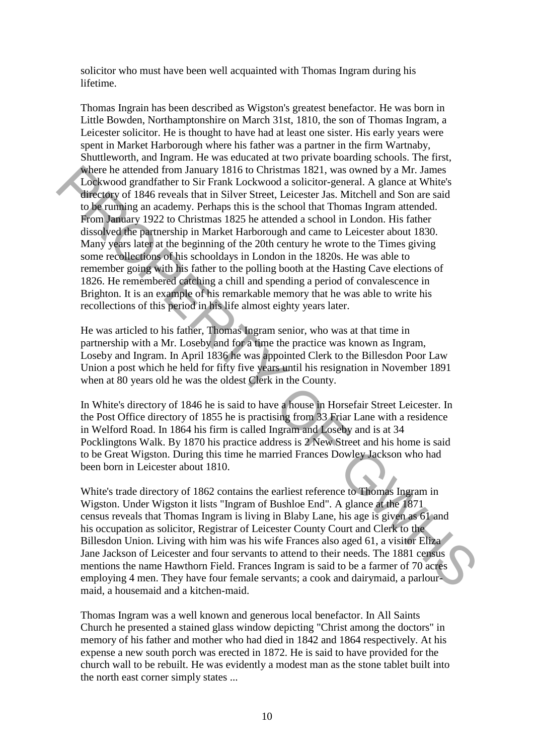solicitor who must have been well acquainted with Thomas Ingram during his lifetime.

Thomas Ingrain has been described as Wigston's greatest benefactor. He was born in Little Bowden, Northamptonshire on March 31st, 1810, the son of Thomas Ingram, a Leicester solicitor. He is thought to have had at least one sister. His early years were spent in Market Harborough where his father was a partner in the firm Wartnaby, Shuttleworth, and Ingram. He was educated at two private boarding schools. The first, where he attended from January 1816 to Christmas 1821, was owned by a Mr. James Lockwood grandfather to Sir Frank Lockwood a solicitor-general. A glance at White's directory of 1846 reveals that in Silver Street, Leicester Jas. Mitchell and Son are said to be running an academy. Perhaps this is the school that Thomas Ingram attended. From January 1922 to Christmas 1825 he attended a school in London. His father dissolved the partnership in Market Harborough and came to Leicester about 1830. Many years later at the beginning of the 20th century he wrote to the Times giving some recollections of his schooldays in London in the 1820s. He was able to remember going with his father to the polling booth at the Hasting Cave elections of 1826. He remembered catching a chill and spending a period of convalescence in Brighton. It is an example of his remarkable memory that he was able to write his recollections of this period in his life almost eighty years later.

He was articled to his father, Thomas Ingram senior, who was at that time in partnership with a Mr. Loseby and for a time the practice was known as Ingram, Loseby and Ingram. In April 1836 he was appointed Clerk to the Billesdon Poor Law Union a post which he held for fifty five years until his resignation in November 1891 when at 80 years old he was the oldest Clerk in the County.

In White's directory of 1846 he is said to have a house in Horsefair Street Leicester. In the Post Office directory of 1855 he is practising from 33 Friar Lane with a residence in Welford Road. In 1864 his firm is called Ingram and Loseby and is at 34 Pocklingtons Walk. By 1870 his practice address is 2 New Street and his home is said to be Great Wigston. During this time he married Frances Dowley Jackson who had been born in Leicester about 1810.

White's trade directory of 1862 contains the earliest reference to Thomas Ingram in Wigston. Under Wigston it lists "Ingram of Bushloe End". A glance at the 1871 census reveals that Thomas Ingram is living in Blaby Lane, his age is given as 61 and his occupation as solicitor, Registrar of Leicester County Court and Clerk to the Billesdon Union. Living with him was his wife Frances also aged 61, a visitor Eliza Jane Jackson of Leicester and four servants to attend to their needs. The 1881 census mentions the name Hawthorn Field. Frances Ingram is said to be a farmer of 70 acres employing 4 men. They have four female servants; a cook and dairymaid, a parlour-maid, a housemaid and a kitchen-maid.

Thomas Ingram was a well known and generous local benefactor. In All Saints Church he presented a stained glass window depicting "Christ among the doctors" in memory of his father and mother who had died in 1842 and 1864 respectively. At his expense a new south porch was erected in 1872. He is said to have provided for the church wall to be rebuilt. He was evidently a modest man as the stone tablet built into the north east corner simply states ...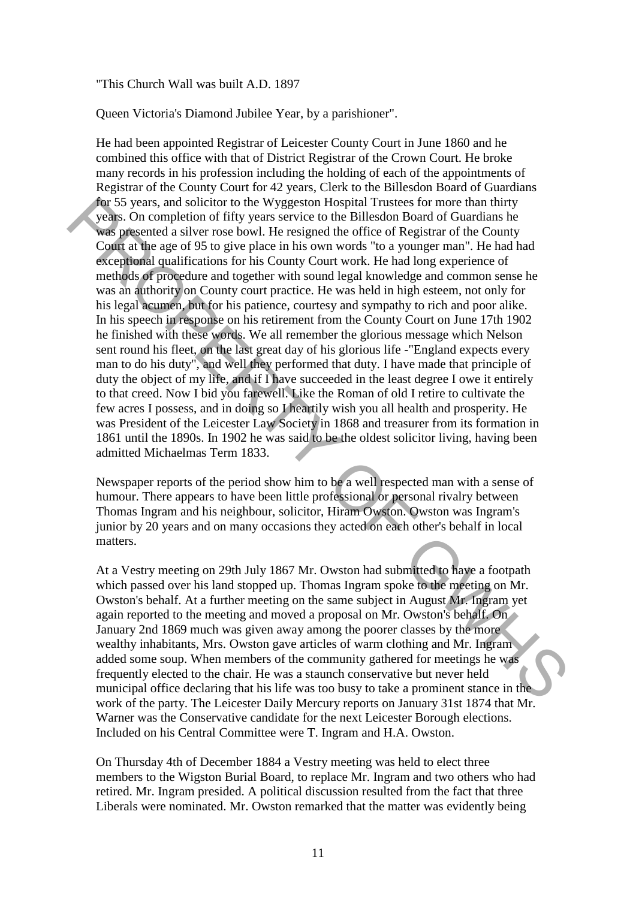"This Church Wall was built A.D. 1897

Queen Victoria's Diamond Jubilee Year, by a parishioner".

He had been appointed Registrar of Leicester County Court in June 1860 and he combined this office with that of District Registrar of the Crown Court. He broke many records in his profession including the holding of each of the appointments of Registrar of the County Court for 42 years, Clerk to the Billesdon Board of Guardians for 55 years, and solicitor to the Wyggeston Hospital Trustees for more than thirty years. On completion of fifty years service to the Billesdon Board of Guardians he was presented a silver rose bowl. He resigned the office of Registrar of the County Court at the age of 95 to give place in his own words "to a younger man". He had had exceptional qualifications for his County Court work. He had long experience of methods of procedure and together with sound legal knowledge and common sense he was an authority on County court practice. He was held in high esteem, not only for his legal acumen, but for his patience, courtesy and sympathy to rich and poor alike. In his speech in response on his retirement from the County Court on June 17th 1902 he finished with these words. We all remember the glorious message which Nelson sent round his fleet, on the last great day of his glorious life -"England expects every man to do his duty", and well they performed that duty. I have made that principle of duty the object of my life, and if I have succeeded in the least degree I owe it entirely to that creed. Now I bid you farewell. Like the Roman of old I retire to cultivate the few acres I possess, and in doing so I heartily wish you all health and prosperity. He was President of the Leicester Law Society in 1868 and treasurer from its formation in 1861 until the 1890s. In 1902 he was said to be the oldest solicitor living, having been admitted Michaelmas Term 1833.

Newspaper reports of the period show him to be a well respected man with a sense of humour. There appears to have been little professional or personal rivalry between Thomas Ingram and his neighbour, solicitor, Hiram Owston. Owston was Ingram's junior by 20 years and on many occasions they acted on each other's behalf in local matters.

At a Vestry meeting on 29th July 1867 Mr. Owston had submitted to have a footpath which passed over his land stopped up. Thomas Ingram spoke to the meeting on Mr. Owston's behalf. At a further meeting on the same subject in August Mr. Ingram yet again reported to the meeting and moved a proposal on Mr. Owston's behalf. On January 2nd 1869 much was given away among the poorer classes by the more wealthy inhabitants, Mrs. Owston gave articles of warm clothing and Mr. Ingram added some soup. When members of the community gathered for meetings he was frequently elected to the chair. He was a staunch conservative but never held municipal office declaring that his life was too busy to take a prominent stance in the work of the party. The Leicester Daily Mercury reports on January 31st 1874 that Mr. Warner was the Conservative candidate for the next Leicester Borough elections. Included on his Central Committee were T. Ingram and H.A. Owston.

On Thursday 4th of December 1884 a Vestry meeting was held to elect three members to the Wigston Burial Board, to replace Mr. Ingram and two others who had retired. Mr. Ingram presided. A political discussion resulted from the fact that three Liberals were nominated. Mr. Owston remarked that the matter was evidently being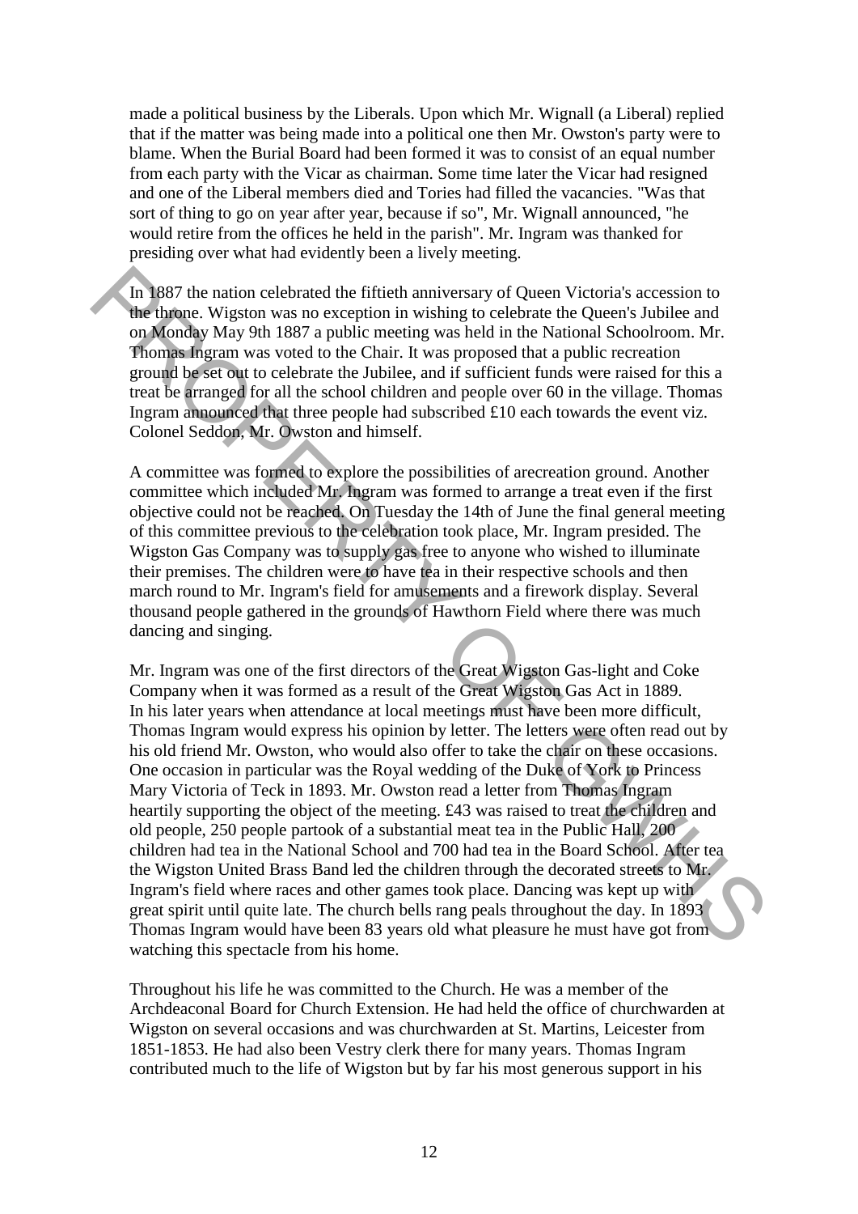made a political business by the Liberals. Upon which Mr. Wignall (a Liberal) replied that if the matter was being made into a political one then Mr. Owston's party were to blame. When the Burial Board had been formed it was to consist of an equal number from each party with the Vicar as chairman. Some time later the Vicar had resigned and one of the Liberal members died and Tories had filled the vacancies. "Was that sort of thing to go on year after year, because if so", Mr. Wignall announced, "he would retire from the offices he held in the parish". Mr. Ingram was thanked for presiding over what had evidently been a lively meeting.

In 1887 the nation celebrated the fiftieth anniversary of Queen Victoria's accession to the throne. Wigston was no exception in wishing to celebrate the Queen's Jubilee and on Monday May 9th 1887 a public meeting was held in the National Schoolroom. Mr. Thomas Ingram was voted to the Chair. It was proposed that a public recreation ground be set out to celebrate the Jubilee, and if sufficient funds were raised for this a treat be arranged for all the school children and people over 60 in the village. Thomas Ingram announced that three people had subscribed £10 each towards the event viz. Colonel Seddon, Mr. Owston and himself.

A committee was formed to explore the possibilities of arecreation ground. Another committee which included Mr. Ingram was formed to arrange a treat even if the first objective could not be reached. On Tuesday the 14th of June the final general meeting of this committee previous to the celebration took place, Mr. Ingram presided. The Wigston Gas Company was to supply gas free to anyone who wished to illuminate their premises. The children were to have tea in their respective schools and then march round to Mr. Ingram's field for amusements and a firework display. Several thousand people gathered in the grounds of Hawthorn Field where there was much dancing and singing.

Mr. Ingram was one of the first directors of the Great Wigston Gas-light and Coke Company when it was formed as a result of the Great Wigston Gas Act in 1889. In his later years when attendance at local meetings must have been more difficult, Thomas Ingram would express his opinion by letter. The letters were often read out by his old friend Mr. Owston, who would also offer to take the chair on these occasions. One occasion in particular was the Royal wedding of the Duke of York to Princess Mary Victoria of Teck in 1893. Mr. Owston read a letter from Thomas Ingram heartily supporting the object of the meeting. £43 was raised to treat the children and old people, 250 people partook of a substantial meat tea in the Public Hall, 200 children had tea in the National School and 700 had tea in the Board School. After tea the Wigston United Brass Band led the children through the decorated streets to Mr. Ingram's field where races and other games took place. Dancing was kept up with great spirit until quite late. The church bells rang peals throughout the day. In 1893 Thomas Ingram would have been 83 years old what pleasure he must have got from watching this spectacle from his home.

Throughout his life he was committed to the Church. He was a member of the Archdeaconal Board for Church Extension. He had held the office of churchwarden at Wigston on several occasions and was churchwarden at St. Martins, Leicester from 1851-1853. He had also been Vestry clerk there for many years. Thomas Ingram contributed much to the life of Wigston but by far his most generous support in his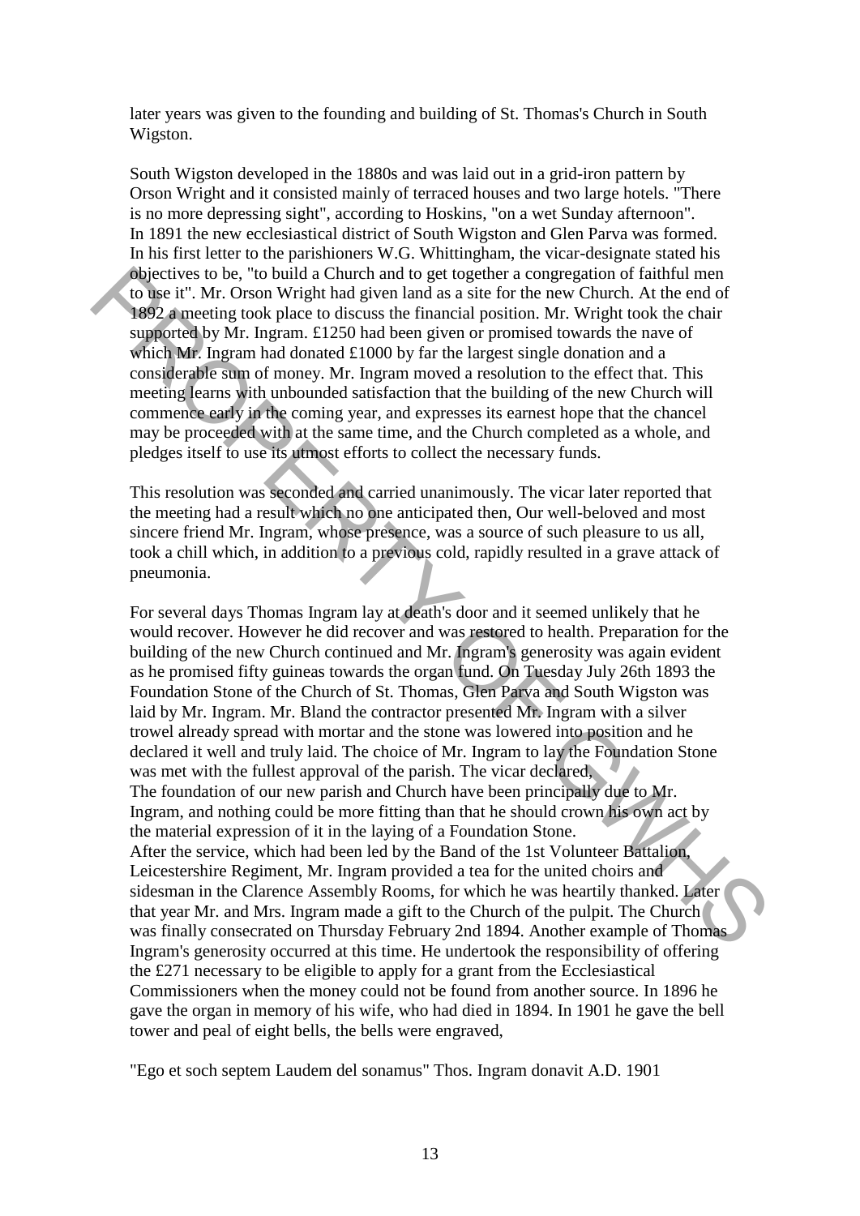later years was given to the founding and building of St. Thomas's Church in South Wigston.

South Wigston developed in the 1880s and was laid out in a grid-iron pattern by Orson Wright and it consisted mainly of terraced houses and two large hotels. "There is no more depressing sight", according to Hoskins, "on a wet Sunday afternoon". In 1891 the new ecclesiastical district of South Wigston and Glen Parva was formed. In his first letter to the parishioners W.G. Whittingham, the vicar-designate stated his objectives to be, "to build a Church and to get together a congregation of faithful men to use it". Mr. Orson Wright had given land as a site for the new Church. At the end of 1892 a meeting took place to discuss the financial position. Mr. Wright took the chair supported by Mr. Ingram. £1250 had been given or promised towards the nave of which Mr. Ingram had donated £1000 by far the largest single donation and a considerable sum of money. Mr. Ingram moved a resolution to the effect that. This meeting learns with unbounded satisfaction that the building of the new Church will commence early in the coming year, and expresses its earnest hope that the chancel may be proceeded with at the same time, and the Church completed as a whole, and pledges itself to use its utmost efforts to collect the necessary funds.

This resolution was seconded and carried unanimously. The vicar later reported that the meeting had a result which no one anticipated then, Our well-beloved and most sincere friend Mr. Ingram, whose presence, was a source of such pleasure to us all, took a chill which, in addition to a previous cold, rapidly resulted in a grave attack of pneumonia.

For several days Thomas Ingram lay at death's door and it seemed unlikely that he would recover. However he did recover and was restored to health. Preparation for the building of the new Church continued and Mr. Ingram's generosity was again evident as he promised fifty guineas towards the organ fund. On Tuesday July 26th 1893 the Foundation Stone of the Church of St. Thomas, Glen Parva and South Wigston was laid by Mr. Ingram. Mr. Bland the contractor presented Mr. Ingram with a silver trowel already spread with mortar and the stone was lowered into position and he declared it well and truly laid. The choice of Mr. Ingram to lay the Foundation Stone was met with the fullest approval of the parish. The vicar declared,
The foundation of our new parish and Church have been principally due to Mr. Ingram, and nothing could be more fitting than that he should crown his own act by the material expression of it in the laying of a Foundation Stone.
After the service, which had been led by the Band of the 1st Volunteer Battalion, Leicestershire Regiment, Mr. Ingram provided a tea for the united choirs and sidesman in the Clarence Assembly Rooms, for which he was heartily thanked. Later that year Mr. and Mrs. Ingram made a gift to the Church of the pulpit. The Church was finally consecrated on Thursday February 2nd 1894. Another example of Thomas Ingram's generosity occurred at this time. He undertook the responsibility of offering the £271 necessary to be eligible to apply for a grant from the Ecclesiastical Commissioners when the money could not be found from another source. In 1896 he gave the organ in memory of his wife, who had died in 1894. In 1901 he gave the bell tower and peal of eight bells, the bells were engraved,

"Ego et soch septem Laudem del sonamus" Thos. Ingram donavit A.D. 1901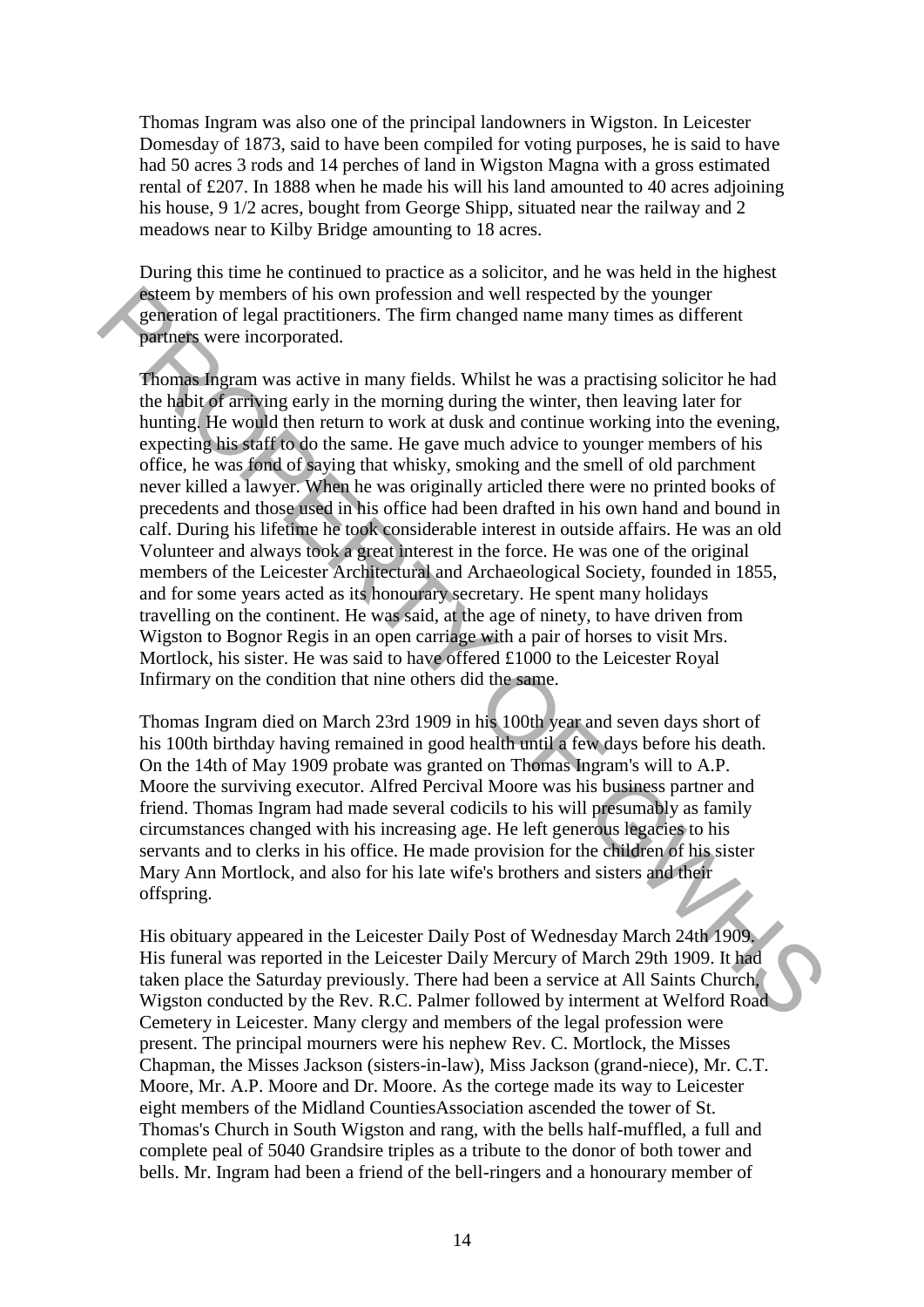Thomas Ingram was also one of the principal landowners in Wigston. In Leicester Domesday of 1873, said to have been compiled for voting purposes, he is said to have had 50 acres 3 rods and 14 perches of land in Wigston Magna with a gross estimated rental of £207. In 1888 when he made his will his land amounted to 40 acres adjoining his house, 9 1/2 acres, bought from George Shipp, situated near the railway and 2 meadows near to Kilby Bridge amounting to 18 acres.

During this time he continued to practice as a solicitor, and he was held in the highest esteem by members of his own profession and well respected by the younger generation of legal practitioners. The firm changed name many times as different partners were incorporated.

Thomas Ingram was active in many fields. Whilst he was a practising solicitor he had the habit of arriving early in the morning during the winter, then leaving later for hunting. He would then return to work at dusk and continue working into the evening, expecting his staff to do the same. He gave much advice to younger members of his office, he was fond of saying that whisky, smoking and the smell of old parchment never killed a lawyer. When he was originally articled there were no printed books of precedents and those used in his office had been drafted in his own hand and bound in calf. During his lifetime he took considerable interest in outside affairs. He was an old Volunteer and always took a great interest in the force. He was one of the original members of the Leicester Architectural and Archaeological Society, founded in 1855, and for some years acted as its honourary secretary. He spent many holidays travelling on the continent. He was said, at the age of ninety, to have driven from Wigston to Bognor Regis in an open carriage with a pair of horses to visit Mrs. Mortlock, his sister. He was said to have offered £1000 to the Leicester Royal Infirmary on the condition that nine others did the same.

Thomas Ingram died on March 23rd 1909 in his 100th year and seven days short of his 100th birthday having remained in good health until a few days before his death. On the 14th of May 1909 probate was granted on Thomas Ingram's will to A.P. Moore the surviving executor. Alfred Percival Moore was his business partner and friend. Thomas Ingram had made several codicils to his will presumably as family circumstances changed with his increasing age. He left generous legacies to his servants and to clerks in his office. He made provision for the children of his sister Mary Ann Mortlock, and also for his late wife's brothers and sisters and their offspring.

His obituary appeared in the Leicester Daily Post of Wednesday March 24th 1909. His funeral was reported in the Leicester Daily Mercury of March 29th 1909. It had taken place the Saturday previously. There had been a service at All Saints Church, Wigston conducted by the Rev. R.C. Palmer followed by interment at Welford Road Cemetery in Leicester. Many clergy and members of the legal profession were present. The principal mourners were his nephew Rev. C. Mortlock, the Misses Chapman, the Misses Jackson (sisters-in-law), Miss Jackson (grand-niece), Mr. C.T. Moore, Mr. A.P. Moore and Dr. Moore. As the cortege made its way to Leicester eight members of the Midland CountiesAssociation ascended the tower of St. Thomas's Church in South Wigston and rang, with the bells half-muffled, a full and complete peal of 5040 Grandsire triples as a tribute to the donor of both tower and bells. Mr. Ingram had been a friend of the bell-ringers and a honourary member of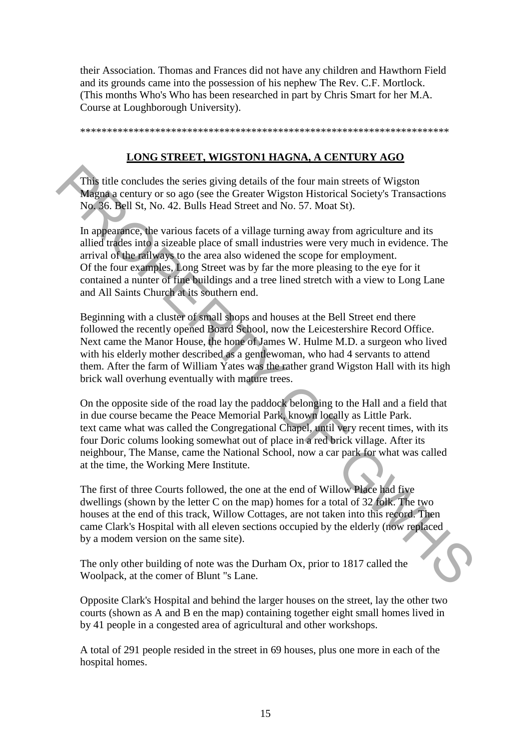their Association. Thomas and Frances did not have any children and Hawthorn Field and its grounds came into the possession of his nephew The Rev. C.F. Mortlock. (This months Who's Who has been researched in part by Chris Smart for her M.A. Course at Loughborough University).

\*\*\*\*\*\*\*\*\*\*\*\*\*\*\*\*\*\*\*\*\*\*\*\*\*\*\*\*\*\*\*\*\*\*\*\*\*\*\*\*\*\*\*\*\*\*\*\*\*\*\*\*\*\*\*\*\*\*\*\*\*\*\*\*\*\*\*\*\*\*\*

## LONG STREET, WIGSTON1 HAGNA, A CENTURY AGO

This title concludes the series giving details of the four main streets of Wigston Magna a century or so ago (see the Greater Wigston Historical Society's Transactions No. 36. Bell St, No. 42. Bulls Head Street and No. 57. Moat St).

In appearance, the various facets of a village turning away from agriculture and its allied trades into a sizeable place of small industries were very much in evidence. The arrival of the railways to the area also widened the scope for employment.
Of the four examples, Long Street was by far the more pleasing to the eye for it contained a nunter of fine buildings and a tree lined stretch with a view to Long Lane and All Saints Church at its southern end.

Beginning with a cluster of small shops and houses at the Bell Street end there followed the recently opened Board School, now the Leicestershire Record Office. Next came the Manor House, the hone of James W. Hulme M.D. a surgeon who lived with his elderly mother described as a gentlewoman, who had 4 servants to attend them. After the farm of William Yates was the rather grand Wigston Hall with its high brick wall overhung eventually with mature trees.

On the opposite side of the road lay the paddock belonging to the Hall and a field that in due course became the Peace Memorial Park, known locally as Little Park.
text came what was called the Congregational Chapel, until very recent times, with its four Doric colums looking somewhat out of place in a red brick village. After its neighbour, The Manse, came the National School, now a car park for what was called at the time, the Working Mere Institute.

The first of three Courts followed, the one at the end of Willow Place had five dwellings (shown by the letter C on the map) homes for a total of 32 folk. The two houses at the end of this track, Willow Cottages, are not taken into this record. Then came Clark's Hospital with all eleven sections occupied by the elderly (now replaced by a modem version on the same site).

The only other building of note was the Durham Ox, prior to 1817 called the Woolpack, at the comer of Blunt "s Lane.

Opposite Clark's Hospital and behind the larger houses on the street, lay the other two courts (shown as A and B en the map) containing together eight small homes lived in by 41 people in a congested area of agricultural and other workshops.

A total of 291 people resided in the street in 69 houses, plus one more in each of the hospital homes.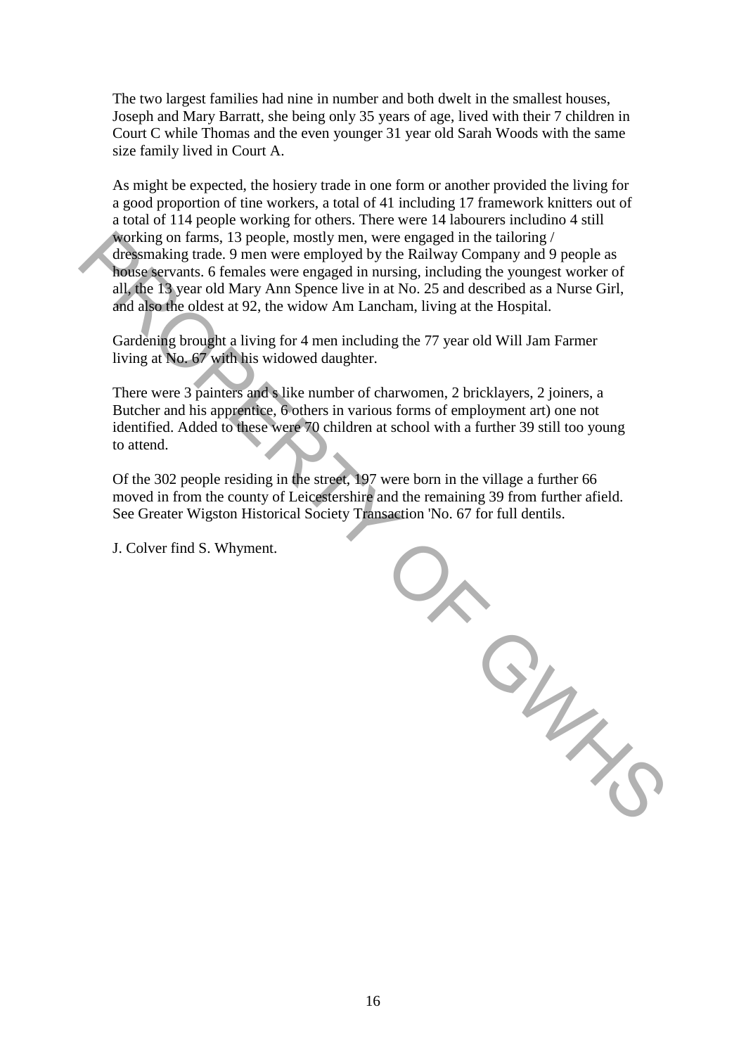The two largest families had nine in number and both dwelt in the smallest houses, Joseph and Mary Barratt, she being only 35 years of age, lived with their 7 children in Court C while Thomas and the even younger 31 year old Sarah Woods with the same size family lived in Court A.

As might be expected, the hosiery trade in one form or another provided the living for a good proportion of tine workers, a total of 41 including 17 framework knitters out of a total of 114 people working for others. There were 14 labourers includino 4 still working on farms, 13 people, mostly men, were engaged in the tailoring / dressmaking trade. 9 men were employed by the Railway Company and 9 people as house servants. 6 females were engaged in nursing, including the youngest worker of all, the 13 year old Mary Ann Spence live in at No. 25 and described as a Nurse Girl, and also the oldest at 92, the widow Am Lancham, living at the Hospital.

Gardening brought a living for 4 men including the 77 year old Will Jam Farmer living at No. 67 with his widowed daughter.

There were 3 painters and s like number of charwomen, 2 bricklayers, 2 joiners, a Butcher and his apprentice, 6 others in various forms of employment art) one not identified. Added to these were 70 children at school with a further 39 still too young to attend.

Of the 302 people residing in the street, 197 were born in the village a further 66 moved in from the county of Leicestershire and the remaining 39 from further afield. See Greater Wigston Historical Society Transaction 'No. 67 for full dentils.

J. Colver find S. Whyment.